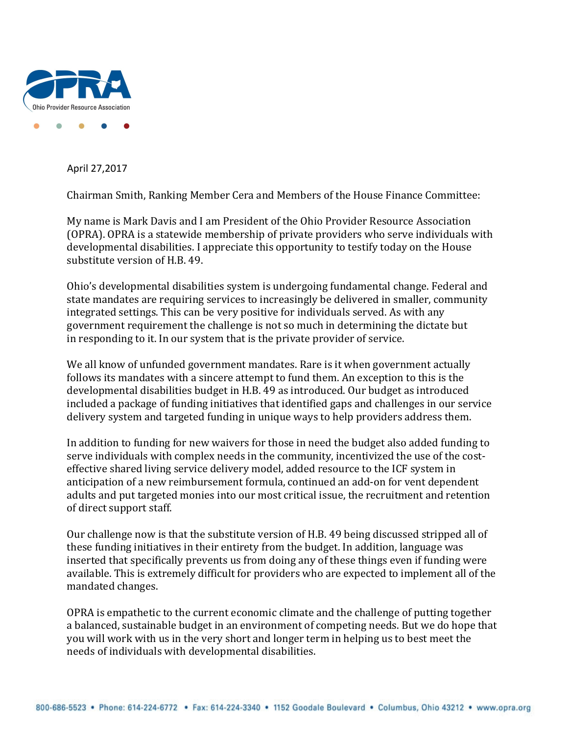April 27,2017

Chairman Smith, Ranking Member Cera and Members of the House Finance Committee:

My name is Mark Davis and I am President of the Ohio Provider Resource Association (OPRA). OPRA is a statewide membership of private providers who serve individuals with developmental disabilities. I appreciate this opportunity to testify today on the House substitute version of H.B. 49.

Ohio's developmental disabilities system is undergoing fundamental change. Federal and state mandates are requiring services to increasingly be delivered in smaller, community integrated settings. This can be very positive for individuals served. As with any government requirement the challenge is not so much in determining the dictate but in responding to it. In our system that is the private provider of service.

We all know of unfunded government mandates. Rare is it when government actually follows its mandates with a sincere attempt to fund them. An exception to this is the developmental disabilities budget in H.B. 49 as introduced. Our budget as introduced included a package of funding initiatives that identified gaps and challenges in our service delivery system and targeted funding in unique ways to help providers address them.

In addition to funding for new waivers for those in need the budget also added funding to serve individuals with complex needs in the community, incentivized the use of the cost-effective shared living service delivery model, added resource to the ICF system in anticipation of a new reimbursement formula, continued an add-on for vent dependent adults and put targeted monies into our most critical issue, the recruitment and retention of direct support staff.

Our challenge now is that the substitute version of H.B. 49 being discussed stripped all of these funding initiatives in their entirety from the budget. In addition, language was inserted that specifically prevents us from doing any of these things even if funding were available. This is extremely difficult for providers who are expected to implement all of the mandated changes.

OPRA is empathetic to the current economic climate and the challenge of putting together a balanced, sustainable budget in an environment of competing needs. But we do hope that you will work with us in the very short and longer term in helping us to best meet the needs of individuals with developmental disabilities.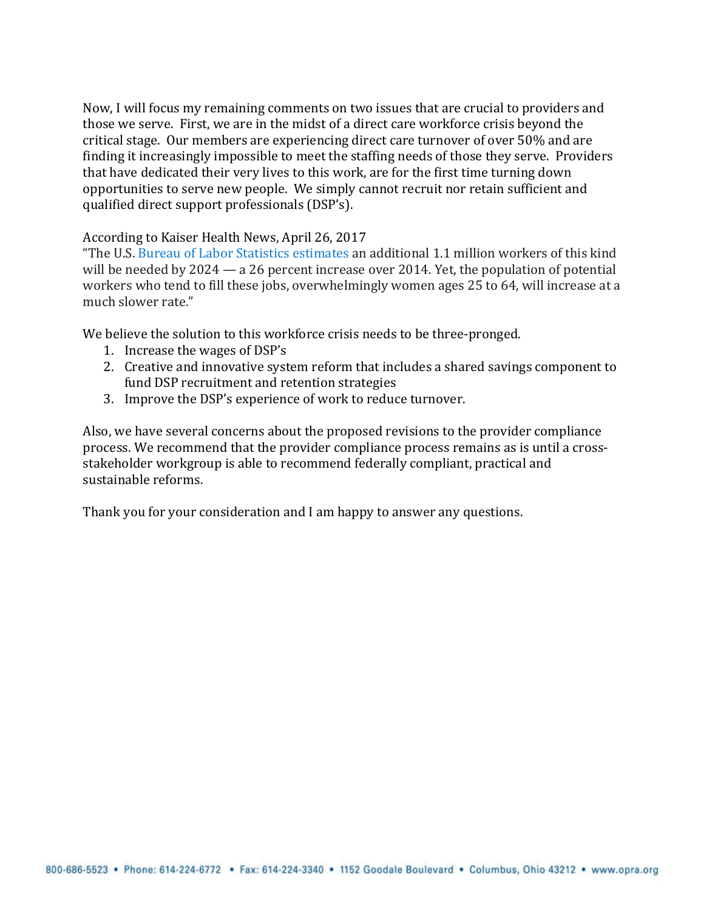Now, I will focus my remaining comments on two issues that are crucial to providers and those we serve. First, we are in the midst of a direct care workforce crisis beyond the critical stage. Our members are experiencing direct care turnover of over 50% and are finding it increasingly impossible to meet the staffing needs of those they serve. Providers that have dedicated their very lives to this work, are for the first time turning down opportunities to serve new people. We simply cannot recruit nor retain sufficient and qualified direct support professionals (DSP's).

According to Kaiser Health News, April 26, 2017
"The U.S. Bureau of Labor Statistics estimates an additional 1.1 million workers of this kind will be needed by 2024 — a 26 percent increase over 2014. Yet, the population of potential workers who tend to fill these jobs, overwhelmingly women ages 25 to 64, will increase at a much slower rate."

We believe the solution to this workforce crisis needs to be three-pronged.

1. Increase the wages of DSP's
2. Creative and innovative system reform that includes a shared savings component to fund DSP recruitment and retention strategies
3. Improve the DSP's experience of work to reduce turnover.

Also, we have several concerns about the proposed revisions to the provider compliance process. We recommend that the provider compliance process remains as is until a cross-stakeholder workgroup is able to recommend federally compliant, practical and sustainable reforms.

Thank you for your consideration and I am happy to answer any questions.